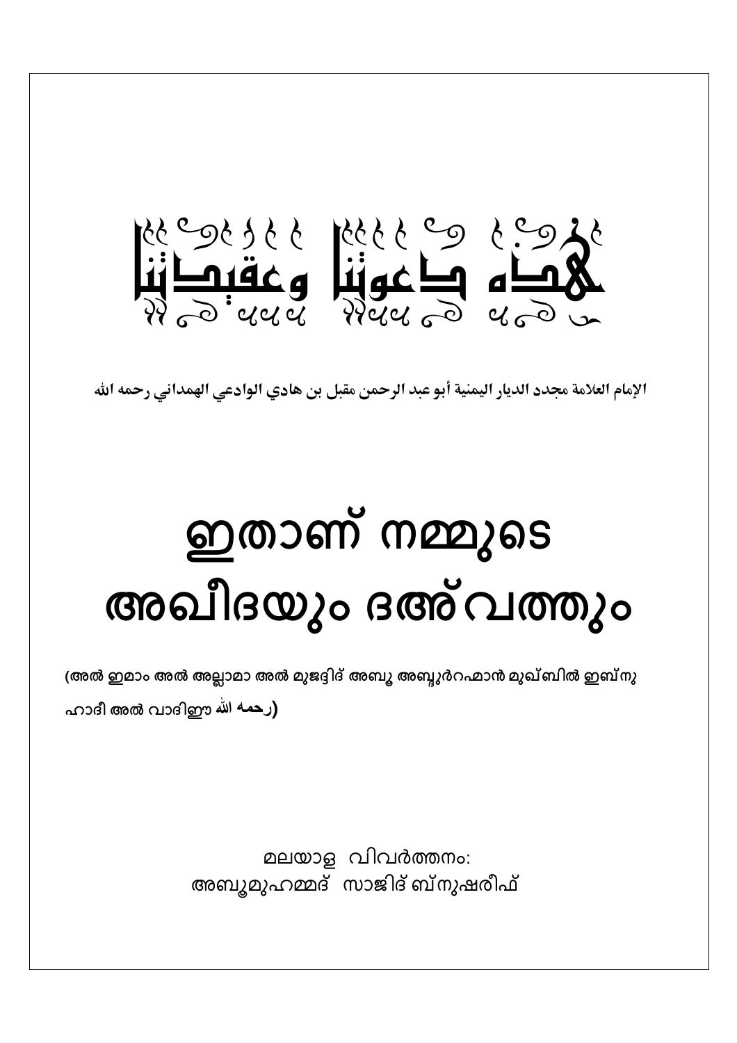# هذه دعوتنا وعقيدتنا

**الإمام العلامة مجدد الديار اليمنية أبو عبد الرحمن مقبل بن هادي الوادعي الهمداني رحمه الله**

# ഇതാണ് നമ്മുടെ അഖീദയും ദഅ്വത്തും

**(അൽ ഇമാം അൽ അല്ലാമാ അൽ മുജദ്ദിദ് അബൂ അബ്ദുർറഹ്മാൻ മുഖ്ബിൽ ഇബ്നു ഹാദീ അൽ വാദിഈ رحمه الله)**

മലയാള വിവർത്തനം:
അബൂമുഹമ്മദ് സാജിദ് ബ്നുഷരീഫ്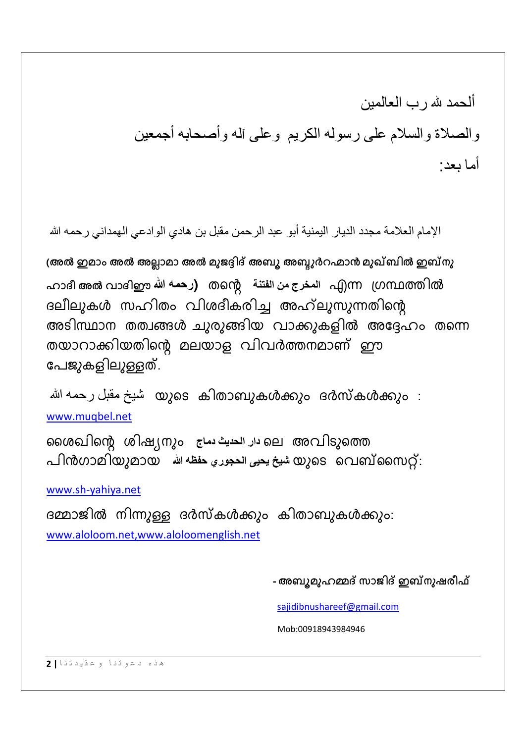ألحمد لله رب العالمين

والصلاة والسلام على رسوله الكريم وعلى آله وأصحابه أجمعين

أما بعد:

الإمام العلامة مجدد الديار اليمنية أبو عبد الرحمن مقبل بن هادي الوادعي الهمداني رحمه الله

**(അൽ ഇമാം അൽ അല്ലാമാ അൽ മുജദ്ദിദ് അബൂ അബ്ദുർറഹ്മാൻ മുഖ്ബിൽ ഇബ്നു ഹാദീ അൽ വാദിഈ رحمه الله)** തന്റെ **المخرج من الفتنة** എന്ന ഗ്രന്ഥത്തിൽ ദലീലുകൾ സഹിതം വിശദീകരിച്ച അഹ്ലുസുന്നതിന്റെ അടിസ്ഥാന തത്വങ്ങൾ ചുരുങ്ങിയ വാക്കുകളിൽ അദ്ദേഹം തന്നെ തയാറാക്കിയതിന്റെ മലയാള വിവർത്തനമാണ് ഈ പേജുകളിലുള്ളത്.

شيخ مقبل رحمه الله യുടെ കിതാബുകൾക്കും ദർസ്കൾക്കും : www.muqbel.net

ശൈഖിന്റെ ശിഷ്യനും **دار الحديث دماج** ലെ അവിടുത്തെ പിൻഗാമിയുമായ **شيخ يحيى الحجوري حفظه الله** യുടെ വെബ്സൈറ്റ്:

www.sh-yahiya.net

ദമ്മാജിൽ നിന്നുള്ള ദർസ്കൾക്കും കിതാബുകൾക്കും: www.aloloom.net,www.aloloomenglish.net

**- അബൂമുഹമ്മദ് സാജിദ് ഇബ്നുഷരീഫ്**

sajidibnushareef@gmail.com

Mob:00918943984946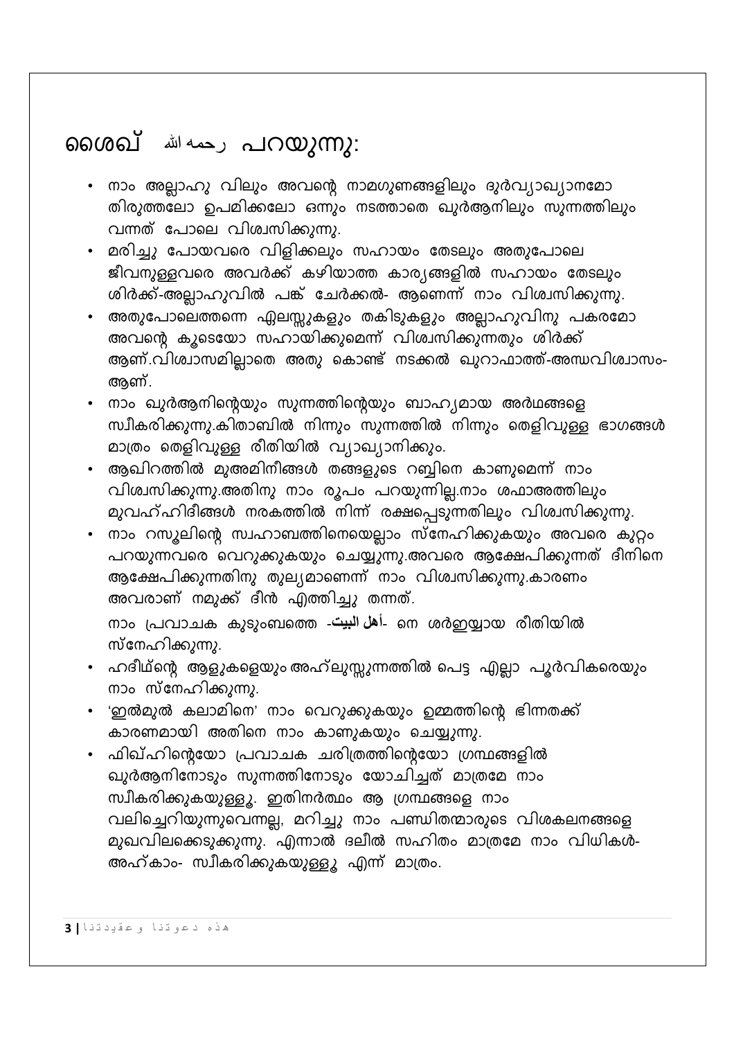## ശൈഖ് رحمه الله പറയുന്നു:

- നാം അല്ലാഹു വിലും അവന്റെ നാമഗുണങ്ങളിലും ദുർവ്യാഖ്യാനമോ തിരുത്തലോ ഉപമിക്കലോ ഒന്നും നടത്താതെ ഖുർആനിലും സുന്നത്തിലും വന്നത് പോലെ വിശ്വസിക്കുന്നു.
- മരിച്ചു പോയവരെ വിളിക്കലും സഹായം തേടലും അതുപോലെ ജീവനുള്ളവരെ അവർക്ക് കഴിയാത്ത കാര്യങ്ങളിൽ സഹായം തേടലും ശിർക്ക്-അല്ലാഹുവിൽ പങ്ക് ചേർക്കൽ- ആണെന്ന് നാം വിശ്വസിക്കുന്നു.
- അതുപോലെത്തന്നെ ഏലസ്സുകളും തകിടുകളും അല്ലാഹുവിനു പകരമോ അവന്റെ കൂടെയോ സഹായിക്കുമെന്ന് വിശ്വസിക്കുന്നതും ശിർക്ക് ആണ്.വിശ്വാസമില്ലാതെ അതു കൊണ്ട് നടക്കൽ ഖുറാഫാത്ത്-അന്ധവിശ്വാസം- ആണ്.
- നാം ഖുർആനിന്റെയും സുന്നത്തിന്റെയും ബാഹ്യമായ അർഥങ്ങളെ സ്വീകരിക്കുന്നു.കിതാബിൽ നിന്നും സുന്നത്തിൽ നിന്നും തെളിവുള്ള ഭാഗങ്ങൾ മാത്രം തെളിവുള്ള രീതിയിൽ വ്യാഖ്യാനിക്കും.
- ആഖിറത്തിൽ മുഅമിനീങ്ങൾ തങ്ങളുടെ റബ്ബിനെ കാണുമെന്ന് നാം വിശ്വസിക്കുന്നു.അതിനു നാം രൂപം പറയുന്നില്ല.നാം ശഫാഅത്തിലും മുവഹ്ഹിദീങ്ങൾ നരകത്തിൽ നിന്ന് രക്ഷപ്പെടുന്നതിലും വിശ്വസിക്കുന്നു.
- നാം റസൂലിന്റെ സ്വഹാബത്തിനെയെല്ലാം സ്നേഹിക്കുകയും അവരെ കുറ്റം പറയുന്നവരെ വെറുക്കുകയും ചെയ്യുന്നു.അവരെ ആക്ഷേപിക്കുന്നത് ദീനിനെ ആക്ഷേപിക്കുന്നതിനു തുല്യമാണെന്ന് നാം വിശ്വസിക്കുന്നു.കാരണം അവരാണ് നമുക്ക് ദീൻ എത്തിച്ചു തന്നത്.

  നാം പ്രവാചക കുടുംബത്തെ -أهل البيت- നെ ശർഇയ്യായ രീതിയിൽ സ്നേഹിക്കുന്നു.
- ഹദീഥിന്റെ ആളുകളെയും അഹ്ലുസ്സുന്നത്തിൽ പെട്ട എല്ലാ പൂർവികരെയും നാം സ്നേഹിക്കുന്നു.
- 'ഇൽമുൽ കലാമിനെ' നാം വെറുക്കുകയും ഉമ്മത്തിന്റെ ഭിന്നതക്ക് കാരണമായി അതിനെ നാം കാണുകയും ചെയ്യുന്നു.
- ഫിഖ്ഹിന്റെയോ പ്രവാചക ചരിത്രത്തിന്റെയോ ഗ്രന്ഥങ്ങളിൽ ഖുർആനിനോടും സുന്നത്തിനോടും യോചിച്ചത് മാത്രമേ നാം സ്വീകരിക്കുകയുള്ളൂ. ഇതിനർത്ഥം ആ ഗ്രന്ഥങ്ങളെ നാം വലിച്ചെറിയുന്നുവെന്നല്ല, മറിച്ചു നാം പണ്ഡിതന്മാരുടെ വിശകലനങ്ങളെ മുഖവിലക്കെടുക്കുന്നു. എന്നാൽ ദലീൽ സഹിതം മാത്രമേ നാം വിധികൾ- അഹ്കാം- സ്വീകരിക്കുകയുള്ളൂ എന്ന് മാത്രം.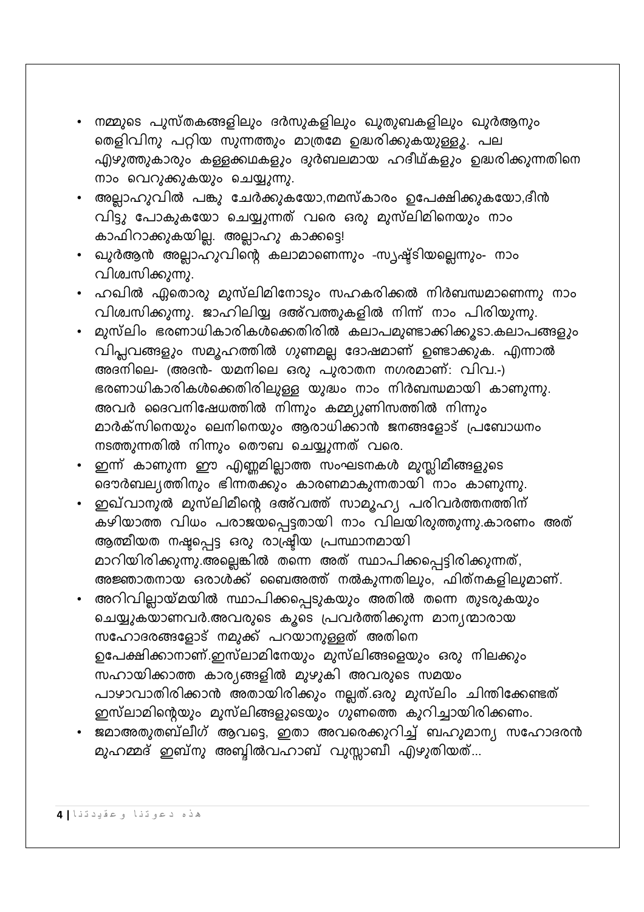- നമ്മുടെ പുസ്തകങ്ങളിലും ദർസുകളിലും ഖുതുബകളിലും ഖുർആനും തെളിവിനു പറ്റിയ സുന്നത്തും മാത്രമേ ഉദ്ധരിക്കുകയുള്ളൂ. പല എഴുത്തുകാരും കള്ളക്കഥകളും ദുർബലമായ ഹദീഥ്കളും ഉദ്ധരിക്കുന്നതിനെ നാം വെറുക്കുകയും ചെയ്യുന്നു.
- അല്ലാഹുവിൽ പങ്കു ചേർക്കുകയോ,നമസ്കാരം ഉപേക്ഷിക്കുകയോ,ദീൻ വിട്ടു പോകുകയോ ചെയ്യുന്നത് വരെ ഒരു മുസ്‌ലിമിനെയും നാം കാഫിറാക്കുകയില്ല. അല്ലാഹു കാക്കട്ടെ!
- ഖുർആൻ അല്ലാഹുവിന്റെ കലാമാണെന്നും -സൃഷ്ടിയല്ലെന്നും- നാം വിശ്വസിക്കുന്നു.
- ഹഖിൽ ഏതൊരു മുസ്‌ലിമിനോടും സഹകരിക്കൽ നിർബന്ധമാണെന്നു നാം വിശ്വസിക്കുന്നു. ജാഹിലിയ്യ ദഅ്‌വത്തുകളിൽ നിന്ന് നാം പിരിയുന്നു.
- മുസ്‌ലിം ഭരണാധികാരികൾക്കെതിരിൽ കലാപമുണ്ടാക്കിക്കൂടാ.കലാപങ്ങളും വിപ്ലവങ്ങളും സമൂഹത്തിൽ ഗുണമല്ല ദോഷമാണ് ഉണ്ടാക്കുക. എന്നാൽ അദനിലെ- (അദൻ- യമനിലെ ഒരു പുരാതന നഗരമാണ്: വിവ.-) ഭരണാധികാരികൾക്കെതിരിലുള്ള യുദ്ധം നാം നിർബന്ധമായി കാണുന്നു. അവർ ദൈവനിഷേധത്തിൽ നിന്നും കമ്മ്യൂണിസത്തിൽ നിന്നും മാർക്സിനെയും ലെനിനെയും ആരാധിക്കാൻ ജനങ്ങളോട് പ്രബോധനം നടത്തുന്നതിൽ നിന്നും തൌബ ചെയ്യുന്നത് വരെ.
- ഇന്ന് കാണുന്ന ഈ എണ്ണമില്ലാത്ത സംഘടനകൾ മുസ്ലിമീങ്ങളുടെ ദൌർബല്യത്തിനും ഭിന്നതക്കും കാരണമാകുന്നതായി നാം കാണുന്നു.
- ഇഖ്‌വാനുൽ മുസ്‌ലിമീന്റെ ദഅ്‌വത്ത് സാമൂഹ്യ പരിവർത്തനത്തിന് കഴിയാത്ത വിധം പരാജയപ്പെട്ടതായി നാം വിലയിരുത്തുന്നു.കാരണം അത് ആത്മീയത നഷ്ടപ്പെട്ട ഒരു രാഷ്ട്രീയ പ്രസ്ഥാനമായി മാറിയിരിക്കുന്നു.അല്ലെങ്കിൽ തന്നെ അത് സ്ഥാപിക്കപ്പെട്ടിരിക്കുന്നത്, അജ്ഞാതനായ ഒരാൾക്ക് ബൈഅത്ത് നൽകുന്നതിലും, ഫിത്നകളിലുമാണ്.
- അറിവില്ലായ്മയിൽ സ്ഥാപിക്കപ്പെടുകയും അതിൽ തന്നെ തുടരുകയും ചെയ്യുകയാണവർ.അവരുടെ കൂടെ പ്രവർത്തിക്കുന്ന മാന്യന്മാരായ സഹോദരങ്ങളോട് നമുക്ക് പറയാനുള്ളത് അതിനെ ഉപേക്ഷിക്കാനാണ്.ഇസ്‌ലാമിനേയും മുസ്‌ലിങ്ങളെയും ഒരു നിലക്കും സഹായിക്കാത്ത കാര്യങ്ങളിൽ മുഴുകി അവരുടെ സമയം പാഴാവാതിരിക്കാൻ അതായിരിക്കും നല്ലത്.ഒരു മുസ്‌ലിം ചിന്തിക്കേണ്ടത് ഇസ്‌ലാമിന്റെയും മുസ്‌ലിങ്ങളുടെയും ഗുണത്തെ കുറിച്ചായിരിക്കണം.
- ജമാഅതുതബ്‌ലീഗ് ആവട്ടെ, ഇതാ അവരെക്കുറിച്ച് ബഹുമാന്യ സഹോദരൻ മുഹമ്മദ് ഇബ്നു അബ്ദിൽവഹാബ് വുസ്സാബീ എഴുതിയത്...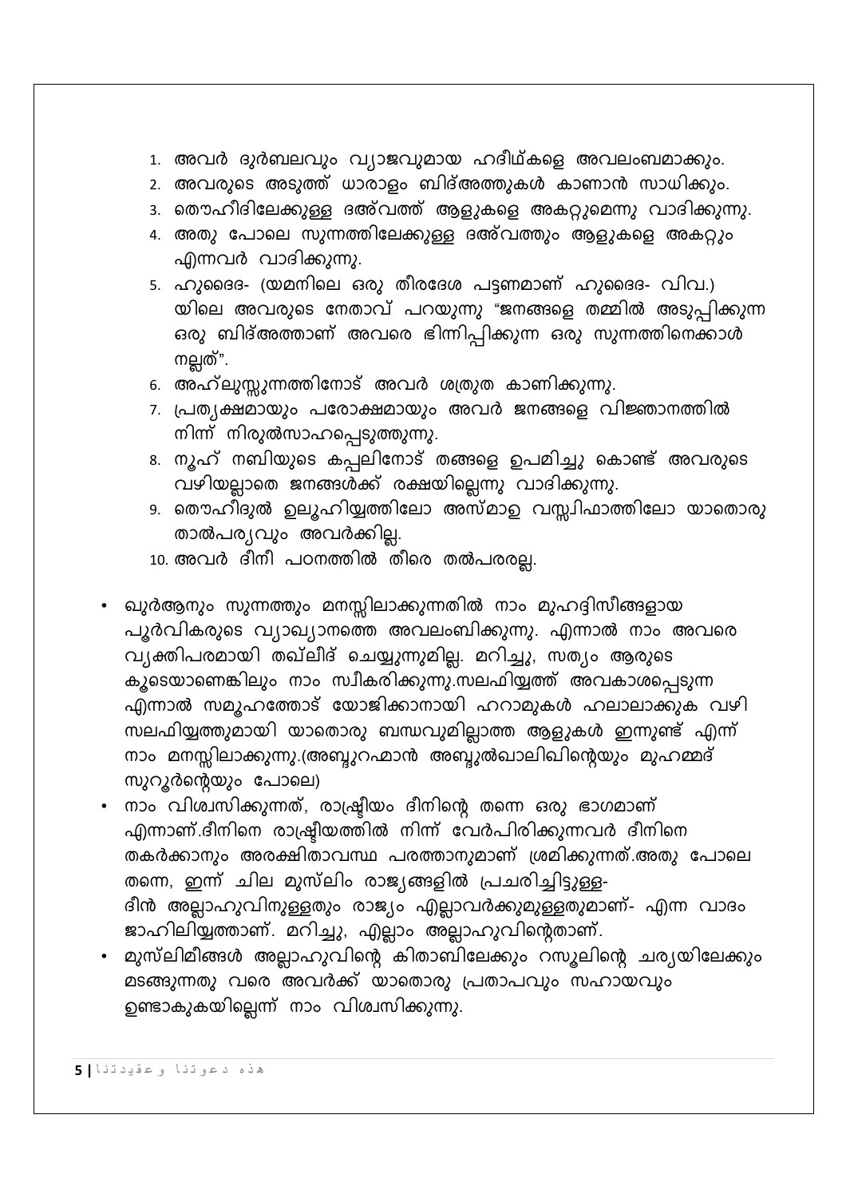1. അവർ ദുർബലവും വ്യാജവുമായ ഹദീഥ്കളെ അവലംബമാക്കും.
2. അവരുടെ അടുത്ത് ധാരാളം ബിദ്അത്തുകൾ കാണാൻ സാധിക്കും.
3. തൌഹീദിലേക്കുള്ള ദഅ്വത്ത് ആളുകളെ അകറ്റുമെന്നു വാദിക്കുന്നു.
4. അതു പോലെ സുന്നത്തിലേക്കുള്ള ദഅ്വത്തും ആളുകളെ അകറ്റും എന്നവർ വാദിക്കുന്നു.
5. ഹുദൈദ- (യമനിലെ ഒരു തീരദേശ പട്ടണമാണ് ഹുദൈദ- വിവ.) യിലെ അവരുടെ നേതാവ് പറയുന്നു "ജനങ്ങളെ തമ്മിൽ അടുപ്പിക്കുന്ന ഒരു ബിദ്അത്താണ് അവരെ ഭിന്നിപ്പിക്കുന്ന ഒരു സുന്നത്തിനെക്കാൾ നല്ലത്".
6. അഹ്ലുസ്സുന്നത്തിനോട് അവർ ശത്രുത കാണിക്കുന്നു.
7. പ്രത്യക്ഷമായും പരോക്ഷമായും അവർ ജനങ്ങളെ വിജ്ഞാനത്തിൽ നിന്ന് നിരുൽസാഹപ്പെടുത്തുന്നു.
8. നൂഹ് നബിയുടെ കപ്പലിനോട് തങ്ങളെ ഉപമിച്ചു കൊണ്ട് അവരുടെ വഴിയല്ലാതെ ജനങ്ങൾക്ക് രക്ഷയില്ലെന്നു വാദിക്കുന്നു.
9. തൌഹീദുൽ ഉലൂഹിയ്യത്തിലോ അസ്മാഉ വസ്സ്വിഫാത്തിലോ യാതൊരു താൽപര്യവും അവർക്കില്ല.
10. അവർ ദീനീ പഠനത്തിൽ തീരെ തൽപരരല്ല.

- ഖുർആനും സുന്നത്തും മനസ്സിലാക്കുന്നതിൽ നാം മുഹദ്ദിസീങ്ങളായ പൂർവികരുടെ വ്യാഖ്യാനത്തെ അവലംബിക്കുന്നു. എന്നാൽ നാം അവരെ വ്യക്തിപരമായി തഖ്ലീദ് ചെയ്യുന്നുമില്ല. മറിച്ചു, സത്യം ആരുടെ കൂടെയാണെങ്കിലും നാം സ്വീകരിക്കുന്നു.സലഫിയ്യത്ത് അവകാശപ്പെടുന്ന എന്നാൽ സമൂഹത്തോട് യോജിക്കാനായി ഹറാമുകൾ ഹലാലാക്കുക വഴി സലഫിയ്യത്തുമായി യാതൊരു ബന്ധവുമില്ലാത്ത ആളുകൾ ഇന്നുണ്ട് എന്ന് നാം മനസ്സിലാക്കുന്നു.(അബ്ദുറഹ്മാൻ അബ്ദുൽഖാലിഖിന്റെയും മുഹമ്മദ് സുറൂർന്റെയും പോലെ)
- നാം വിശ്വസിക്കുന്നത്, രാഷ്ട്രീയം ദീനിന്റെ തന്നെ ഒരു ഭാഗമാണ് എന്നാണ്.ദീനിനെ രാഷ്ട്രീയത്തിൽ നിന്ന് വേർപിരിക്കുന്നവർ ദീനിനെ തകർക്കാനും അരക്ഷിതാവസ്ഥ പരത്താനുമാണ് ശ്രമിക്കുന്നത്.അതു പോലെ തന്നെ, ഇന്ന് ചില മുസ്‌ലിം രാജ്യങ്ങളിൽ പ്രചരിച്ചിട്ടുള്ള- ദീൻ അല്ലാഹുവിനുള്ളതും രാജ്യം എല്ലാവർക്കുമുള്ളതുമാണ്- എന്ന വാദം ജാഹിലിയ്യത്താണ്. മറിച്ചു, എല്ലാം അല്ലാഹുവിന്റെതാണ്.
- മുസ്‌ലിമീങ്ങൾ അല്ലാഹുവിന്റെ കിതാബിലേക്കും റസൂലിന്റെ ചര്യയിലേക്കും മടങ്ങുന്നതു വരെ അവർക്ക് യാതൊരു പ്രതാപവും സഹായവും ഉണ്ടാകുകയില്ലെന്ന് നാം വിശ്വസിക്കുന്നു.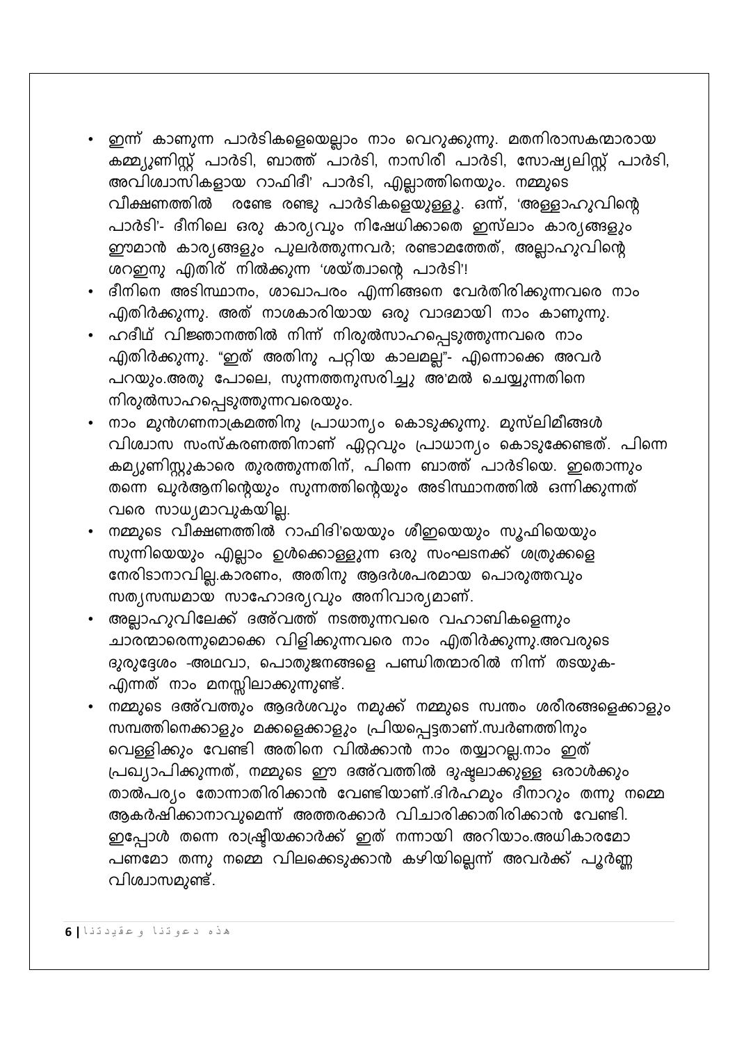- ഇന്ന് കാണുന്ന പാർടികളെയെല്ലാം നാം വെറുക്കുന്നു. മതനിരാസകന്മാരായ കമ്മ്യുണിസ്റ്റ് പാർടി, ബാത്ത് പാർടി, നാസിരീ പാർടി, സോഷ്യലിസ്റ്റ് പാർടി, അവിശ്വാസികളായ റാഫിദീ' പാർടി, എല്ലാത്തിനെയും. നമ്മുടെ വീക്ഷണത്തിൽ രണ്ടേ രണ്ടു പാർടികളെയുള്ളൂ. ഒന്ന്, 'അള്ളാഹുവിന്റെ പാർടി'- ദീനിലെ ഒരു കാര്യവും നിഷേധിക്കാതെ ഇസ്‌ലാം കാര്യങ്ങളും ഈമാൻ കാര്യങ്ങളും പുലർത്തുന്നവർ; രണ്ടാമത്തേത്, അല്ലാഹുവിന്റെ ശറഇനു എതിര് നിൽക്കുന്ന 'ശയ്ത്വാന്റെ പാർടി'!
- ദീനിനെ അടിസ്ഥാനം, ശാഖാപരം എന്നിങ്ങനെ വേർതിരിക്കുന്നവരെ നാം എതിർക്കുന്നു. അത് നാശകാരിയായ ഒരു വാദമായി നാം കാണുന്നു.
- ഹദീഥ് വിജ്ഞാനത്തിൽ നിന്ന് നിരുൽസാഹപ്പെടുത്തുന്നവരെ നാം എതിർക്കുന്നു. "ഇത് അതിനു പറ്റിയ കാലമല്ല"- എന്നൊക്കെ അവർ പറയും.അതു പോലെ, സുന്നത്തനുസരിച്ചു അ'മൽ ചെയ്യുന്നതിനെ നിരുൽസാഹപ്പെടുത്തുന്നവരെയും.
- നാം മുൻഗണനാക്രമത്തിനു പ്രാധാന്യം കൊടുക്കുന്നു. മുസ്‌ലിമീങ്ങൾ വിശ്വാസ സംസ്കരണത്തിനാണ് ഏറ്റവും പ്രാധാന്യം കൊടുക്കേണ്ടത്. പിന്നെ കമ്യൂണിസ്റ്റുകാരെ തുരത്തുന്നതിന്, പിന്നെ ബാത്ത് പാർടിയെ. ഇതൊന്നും തന്നെ ഖുർആനിന്റെയും സുന്നത്തിന്റെയും അടിസ്ഥാനത്തിൽ ഒന്നിക്കുന്നത് വരെ സാധ്യമാവുകയില്ല.
- നമ്മുടെ വീക്ഷണത്തിൽ റാഫിദി'യെയും ശീഇയെയും സൂഫിയെയും സുന്നിയെയും എല്ലാം ഉൾക്കൊള്ളുന്ന ഒരു സംഘടനക്ക് ശത്രുക്കളെ നേരിടാനാവില്ല.കാരണം, അതിനു ആദർശപരമായ പൊരുത്തവും സത്യസന്ധമായ സാഹോദര്യവും അനിവാര്യമാണ്.
- അല്ലാഹുവിലേക്ക് ദഅ്‌വത്ത് നടത്തുന്നവരെ വഹാബികളെന്നും ചാരന്മാരെന്നുമൊക്കെ വിളിക്കുന്നവരെ നാം എതിർക്കുന്നു.അവരുടെ ദുരുദ്ദേശം -അഥവാ, പൊതുജനങ്ങളെ പണ്ഡിതന്മാരിൽ നിന്ന് തടയുക- എന്നത് നാം മനസ്സിലാക്കുന്നുണ്ട്.
- നമ്മുടെ ദഅ്‌വത്തും ആദർശവും നമുക്ക് നമ്മുടെ സ്വന്തം ശരീരങ്ങളെക്കാളും സമ്പത്തിനെക്കാളും മക്കളെക്കാളും പ്രിയപ്പെട്ടതാണ്.സ്വർണത്തിനും വെള്ളിക്കും വേണ്ടി അതിനെ വിൽക്കാൻ നാം തയ്യാറല്ല.നാം ഇത് പ്രഖ്യാപിക്കുന്നത്, നമ്മുടെ ഈ ദഅ്‌വത്തിൽ ദുഷ്ടലാക്കുള്ള ഒരാൾക്കും താൽപര്യം തോന്നാതിരിക്കാൻ വേണ്ടിയാണ്.ദിർഹമും ദീനാറും തന്നു നമ്മെ ആകർഷിക്കാനാവുമെന്ന് അത്തരക്കാർ വിചാരിക്കാതിരിക്കാൻ വേണ്ടി. ഇപ്പോൾ തന്നെ രാഷ്ട്രീയക്കാർക്ക് ഇത് നന്നായി അറിയാം.അധികാരമോ പണമോ തന്നു നമ്മെ വിലക്കെടുക്കാൻ കഴിയില്ലെന്ന് അവർക്ക് പൂർണ്ണ വിശ്വാസമുണ്ട്.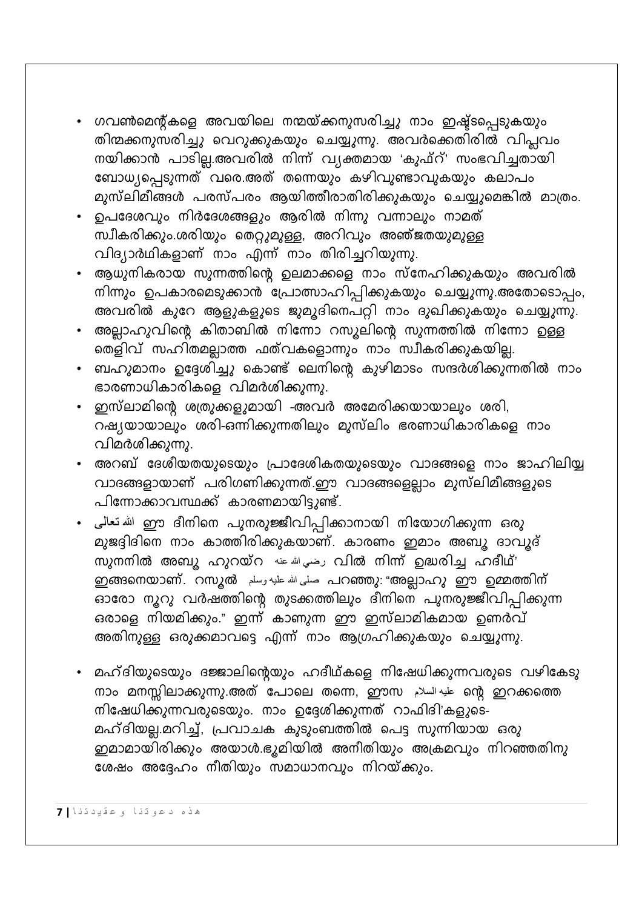- ഗവൺമെന്റ്കളെ അവയിലെ നന്മയ്ക്കനുസരിച്ചു നാം ഇഷ്ടപ്പെടുകയും തിന്മക്കനുസരിച്ചു വെറുക്കുകയും ചെയ്യുന്നു. അവർക്കെതിരിൽ വിപ്ലവം നയിക്കാൻ പാടില്ല.അവരിൽ നിന്ന് വ്യക്തമായ 'കുഫ്റ്' സംഭവിച്ചതായി ബോധ്യപ്പെടുന്നത് വരെ.അത് തന്നെയും കഴിവുണ്ടാവുകയും കലാപം മുസ്‌ലിമീങ്ങൾ പരസ്പരം ആയിത്തീരാതിരിക്കുകയും ചെയ്യുമെങ്കിൽ മാത്രം.
- ഉപദേശവും നിർദേശങ്ങളും ആരിൽ നിന്നു വന്നാലും നാമത് സ്വീകരിക്കും.ശരിയും തെറ്റുമുള്ള, അറിവും അഞ്ജതയുമുള്ള വിദ്യാർഥികളാണ് നാം എന്ന് നാം തിരിച്ചറിയുന്നു.
- ആധുനികരായ സുന്നത്തിന്റെ ഉലമാക്കളെ നാം സ്നേഹിക്കുകയും അവരിൽ നിന്നും ഉപകാരമെടുക്കാൻ പ്രോത്സാഹിപ്പിക്കുകയും ചെയ്യുന്നു.അതോടൊപ്പം, അവരിൽ കുറേ ആളുകളുടെ ജുമൂദിനെപറ്റി നാം ദുഖിക്കുകയും ചെയ്യുന്നു.
- അല്ലാഹുവിന്റെ കിതാബിൽ നിന്നോ റസൂലിന്റെ സുന്നത്തിൽ നിന്നോ ഉള്ള തെളിവ് സഹിതമല്ലാത്ത ഫത്വകളൊന്നും നാം സ്വീകരിക്കുകയില്ല.
- ബഹുമാനം ഉദ്ദേശിച്ചു കൊണ്ട് ലെനിന്റെ കുഴിമാടം സന്ദർശിക്കുന്നതിൽ നാം ഭാരണാധികാരികളെ വിമർശിക്കുന്നു.
- ഇസ്‌ലാമിന്റെ ശത്രുക്കളുമായി -അവർ അമേരിക്കയായാലും ശരി, റഷ്യയായാലും ശരി-ഒന്നിക്കുന്നതിലും മുസ്‌ലിം ഭരണാധികാരികളെ നാം വിമർശിക്കുന്നു.
- അറബ് ദേശീയതയുടെയും പ്രാദേശികതയുടെയും വാദങ്ങളെ നാം ജാഹിലിയ്യ വാദങ്ങളായാണ് പരിഗണിക്കുന്നത്.ഈ വാദങ്ങളെല്ലാം മുസ്‌ലിമീങ്ങളുടെ പിന്നോക്കാവസ്ഥക്ക് കാരണമായിട്ടുണ്ട്.
- الله تعالى ഈ ദീനിനെ പുനരുജ്ജീവിപ്പിക്കാനായി നിയോഗിക്കുന്ന ഒരു മുജദ്ദിദിനെ നാം കാത്തിരിക്കുകയാണ്. കാരണം ഇമാം അബൂ ദാവൂദ് സുനനിൽ അബൂ ഹുറയ്റ رضي الله عنه വിൽ നിന്ന് ഉദ്ധരിച്ച ഹദീഥ്' ഇങ്ങനെയാണ്. റസൂൽ صلى الله عليه وسلم പറഞ്ഞു: "അല്ലാഹു ഈ ഉമ്മത്തിന് ഓരോ നൂറു വർഷത്തിന്റെ തുടക്കത്തിലും ദീനിനെ പുനരുജ്ജീവിപ്പിക്കുന്ന ഒരാളെ നിയമിക്കും." ഇന്ന് കാണുന്ന ഈ ഇസ്‌ലാമികമായ ഉണർവ് അതിനുള്ള ഒരുക്കമാവട്ടെ എന്ന് നാം ആഗ്രഹിക്കുകയും ചെയ്യുന്നു.
- മഹ്ദിയുടെയും ദജ്ജാലിന്റെയും ഹദീഥ്കളെ നിഷേധിക്കുന്നവരുടെ വഴികേടു നാം മനസ്സിലാക്കുന്നു.അത് പോലെ തന്നെ, ഈസ عليه السلام ന്റെ ഇറക്കത്തെ നിഷേധിക്കുന്നവരുടെയും. നാം ഉദ്ദേശിക്കുന്നത് റാഫിദി'കളുടെ- മഹ്ദിയല്ല.മറിച്ച്, പ്രവാചക കുടുംബത്തിൽ പെട്ട സുന്നിയായ ഒരു ഇമാമായിരിക്കും അയാൾ.ഭൂമിയിൽ അനീതിയും അക്രമവും നിറഞ്ഞതിനു ശേഷം അദ്ദേഹം നീതിയും സമാധാനവും നിറയ്ക്കും.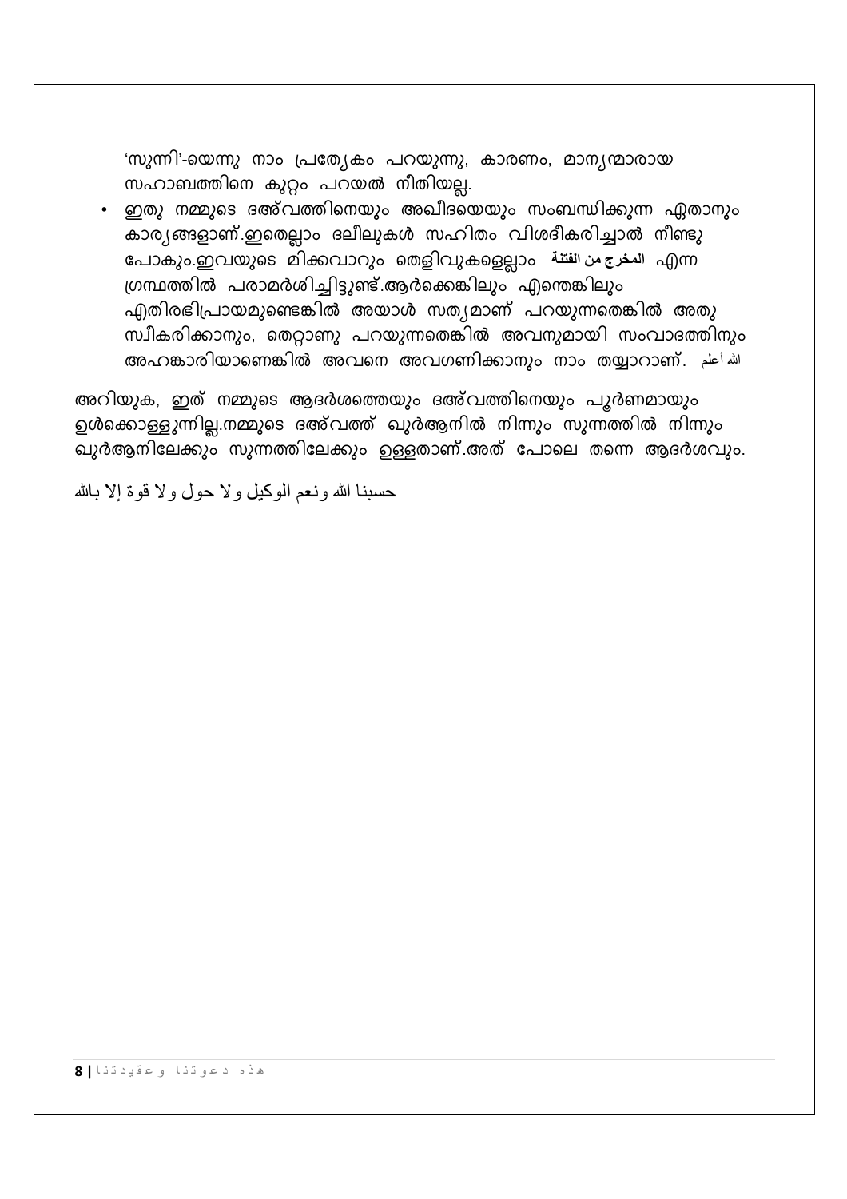'സുന്നി'-യെന്നു നാം പ്രത്യേകം പറയുന്നു, കാരണം, മാന്യന്മാരായ സഹാബത്തിനെ കുറ്റം പറയൽ നീതിയല്ല.

- ഇതു നമ്മുടെ ദഅ്വത്തിനെയും അഖീദയെയും സംബന്ധിക്കുന്ന ഏതാനും കാര്യങ്ങളാണ്.ഇതെല്ലാം ദലീലുകൾ സഹിതം വിശദീകരിച്ചാൽ നീണ്ടു പോകും.ഇവയുടെ മിക്കവാറും തെളിവുകളെല്ലാം المخرج من الفتنة എന്ന ഗ്രന്ഥത്തിൽ പരാമർശിച്ചിട്ടുണ്ട്.ആർക്കെങ്കിലും എന്തെങ്കിലും എതിരഭിപ്രായമുണ്ടെങ്കിൽ അയാൾ സത്യമാണ് പറയുന്നതെങ്കിൽ അതു സ്വീകരിക്കാനും, തെറ്റാണു പറയുന്നതെങ്കിൽ അവനുമായി സംവാദത്തിനും അഹങ്കാരിയാണെങ്കിൽ അവനെ അവഗണിക്കാനും നാം തയ്യാറാണ്. الله أعلم

അറിയുക, ഇത് നമ്മുടെ ആദർശത്തെയും ദഅ്വത്തിനെയും പൂർണമായും ഉൾക്കൊള്ളുന്നില്ല.നമ്മുടെ ദഅ്വത്ത് ഖുർആനിൽ നിന്നും സുന്നത്തിൽ നിന്നും ഖുർആനിലേക്കും സുന്നത്തിലേക്കും ഉള്ളതാണ്.അത് പോലെ തന്നെ ആദർശവും.

حسبنا الله ونعم الوكيل ولا حول ولا قوة إلا بالله